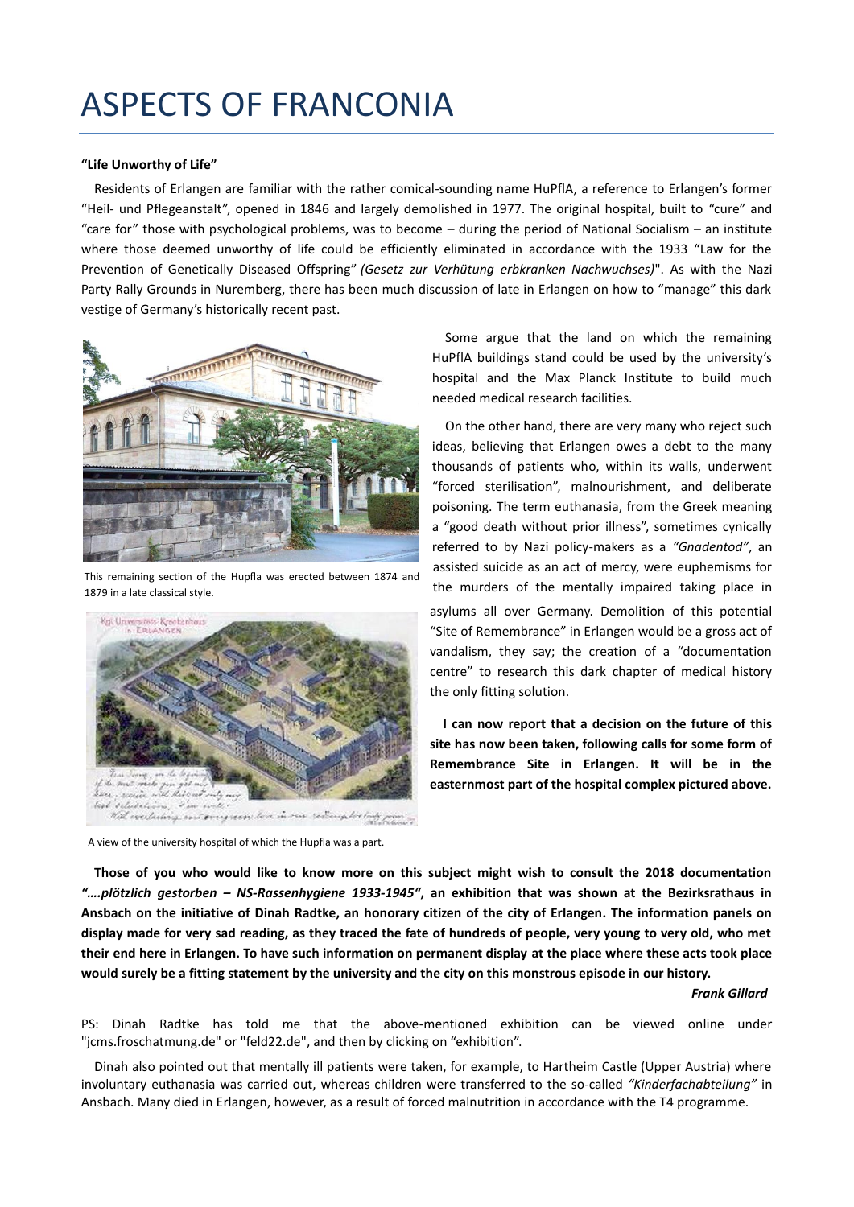# ASPECTS OF FRANCONIA

**"Life Unworthy of Life"**

Residents of Erlangen are familiar with the rather comical-sounding name HuPflA, a reference to Erlangen's former "Heil- und Pflegeanstalt", opened in 1846 and largely demolished in 1977. The original hospital, built to "cure" and "care for" those with psychological problems, was to become – during the period of National Socialism – an institute where those deemed unworthy of life could be efficiently eliminated in accordance with the 1933 "Law for the Prevention of Genetically Diseased Offspring" *(Gesetz zur Verhütung erbkranken Nachwuchses)*". As with the Nazi Party Rally Grounds in Nuremberg, there has been much discussion of late in Erlangen on how to "manage" this dark vestige of Germany's historically recent past.

This remaining section of the Hupfla was erected between 1874 and 1879 in a late classical style.

A view of the university hospital of which the Hupfla was a part.

Some argue that the land on which the remaining HuPflA buildings stand could be used by the university's hospital and the Max Planck Institute to build much needed medical research facilities.

On the other hand, there are very many who reject such ideas, believing that Erlangen owes a debt to the many thousands of patients who, within its walls, underwent "forced sterilisation", malnourishment, and deliberate poisoning. The term euthanasia, from the Greek meaning a "good death without prior illness", sometimes cynically referred to by Nazi policy-makers as a *"Gnadentod"*, an assisted suicide as an act of mercy, were euphemisms for the murders of the mentally impaired taking place in asylums all over Germany. Demolition of this potential "Site of Remembrance" in Erlangen would be a gross act of vandalism, they say; the creation of a "documentation centre" to research this dark chapter of medical history the only fitting solution.

**I can now report that a decision on the future of this site has now been taken, following calls for some form of Remembrance Site in Erlangen. It will be in the easternmost part of the hospital complex pictured above.**

**Those of you who would like to know more on this subject might wish to consult the 2018 documentation *"….plötzlich gestorben – NS-Rassenhygiene 1933-1945"*, an exhibition that was shown at the Bezirksrathaus in Ansbach on the initiative of Dinah Radtke, an honorary citizen of the city of Erlangen. The information panels on display made for very sad reading, as they traced the fate of hundreds of people, very young to very old, who met their end here in Erlangen. To have such information on permanent display at the place where these acts took place would surely be a fitting statement by the university and the city on this monstrous episode in our history.**

***Frank Gillard***

PS: Dinah Radtke has told me that the above-mentioned exhibition can be viewed online under "jcms.froschatmung.de" or "feld22.de", and then by clicking on "exhibition".

Dinah also pointed out that mentally ill patients were taken, for example, to Hartheim Castle (Upper Austria) where involuntary euthanasia was carried out, whereas children were transferred to the so-called *"Kinderfachabteilung"* in Ansbach. Many died in Erlangen, however, as a result of forced malnutrition in accordance with the T4 programme.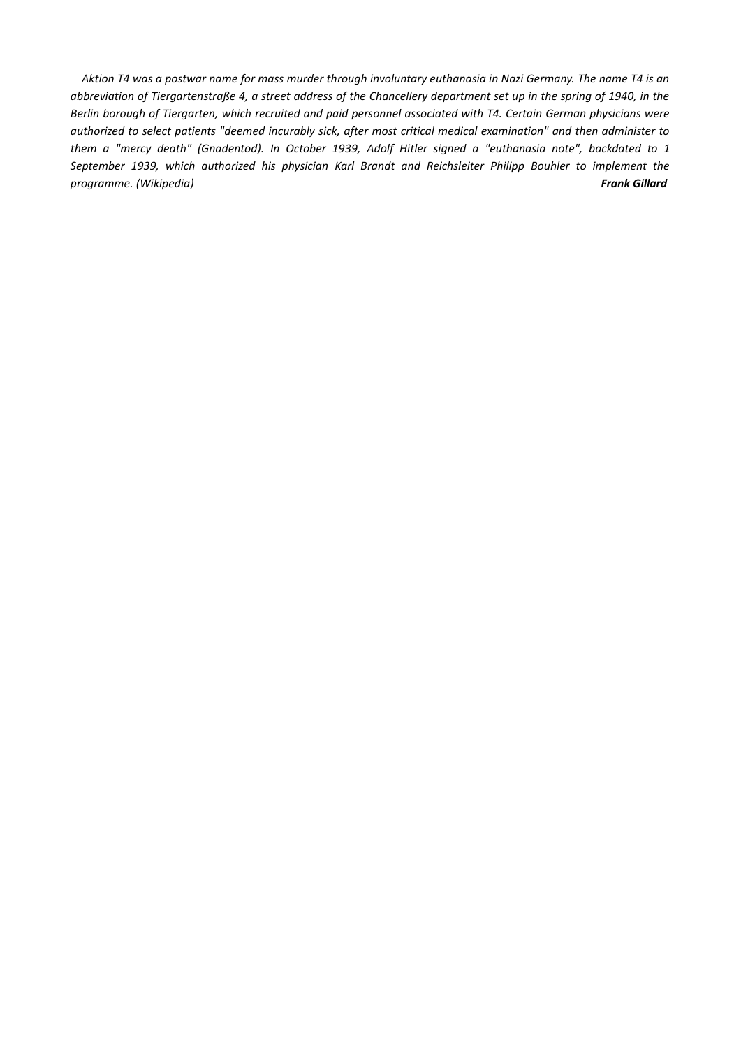*Aktion T4 was a postwar name for mass murder through involuntary euthanasia in Nazi Germany. The name T4 is an abbreviation of Tiergartenstraße 4, a street address of the Chancellery department set up in the spring of 1940, in the Berlin borough of Tiergarten, which recruited and paid personnel associated with T4. Certain German physicians were authorized to select patients "deemed incurably sick, after most critical medical examination" and then administer to them a "mercy death" (Gnadentod). In October 1939, Adolf Hitler signed a "euthanasia note", backdated to 1 September 1939, which authorized his physician Karl Brandt and Reichsleiter Philipp Bouhler to implement the programme. (Wikipedia)*

***Frank Gillard***